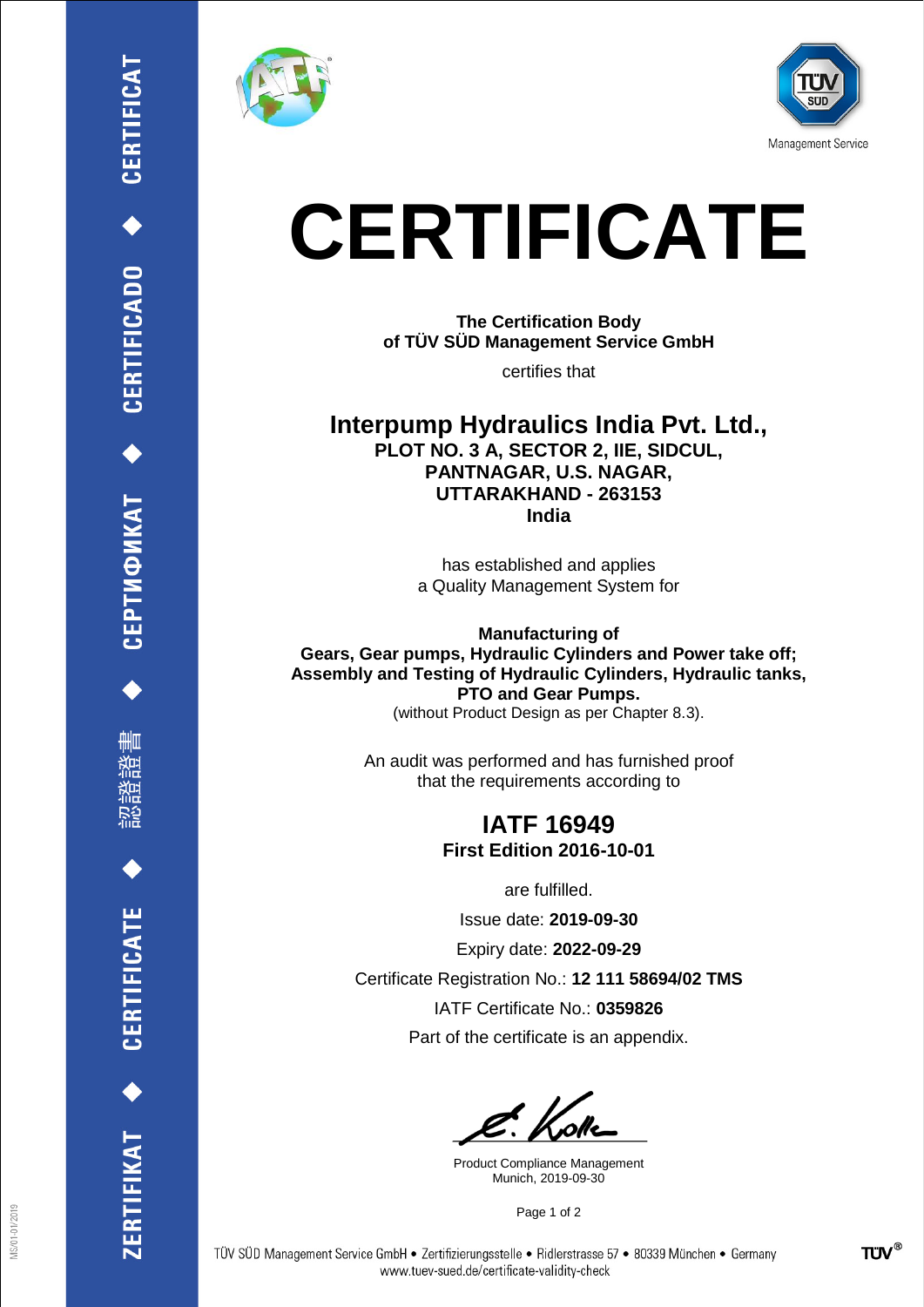ZERTIFIKAT ◆ CERTIFICATE ◆ 認證證書 ◆ СЕРТИФИКАТ ◆ CERTIFICADO ◆ CERTIFICAT

Management Service

# CERTIFICATE

**The Certification Body**
**of TÜV SÜD Management Service GmbH**

certifies that

## Interpump Hydraulics India Pvt. Ltd.,

**PLOT NO. 3 A, SECTOR 2, IIE, SIDCUL,**
**PANTNAGAR, U.S. NAGAR,**
**UTTARAKHAND - 263153**
**India**

has established and applies
a Quality Management System for

**Manufacturing of**
**Gears, Gear pumps, Hydraulic Cylinders and Power take off;**
**Assembly and Testing of Hydraulic Cylinders, Hydraulic tanks,**
**PTO and Gear Pumps.**
(without Product Design as per Chapter 8.3).

An audit was performed and has furnished proof
that the requirements according to

## IATF 16949

**First Edition 2016-10-01**

are fulfilled.

Issue date: **2019-09-30**

Expiry date: **2022-09-29**

Certificate Registration No.: **12 111 58694/02 TMS**

IATF Certificate No.: **0359826**

Part of the certificate is an appendix.

Product Compliance Management
Munich, 2019-09-30

TÜV SÜD Management Service GmbH • Zertifizierungsstelle • Ridlerstrasse 57 • 80339 München • Germany
www.tuev-sued.de/certificate-validity-check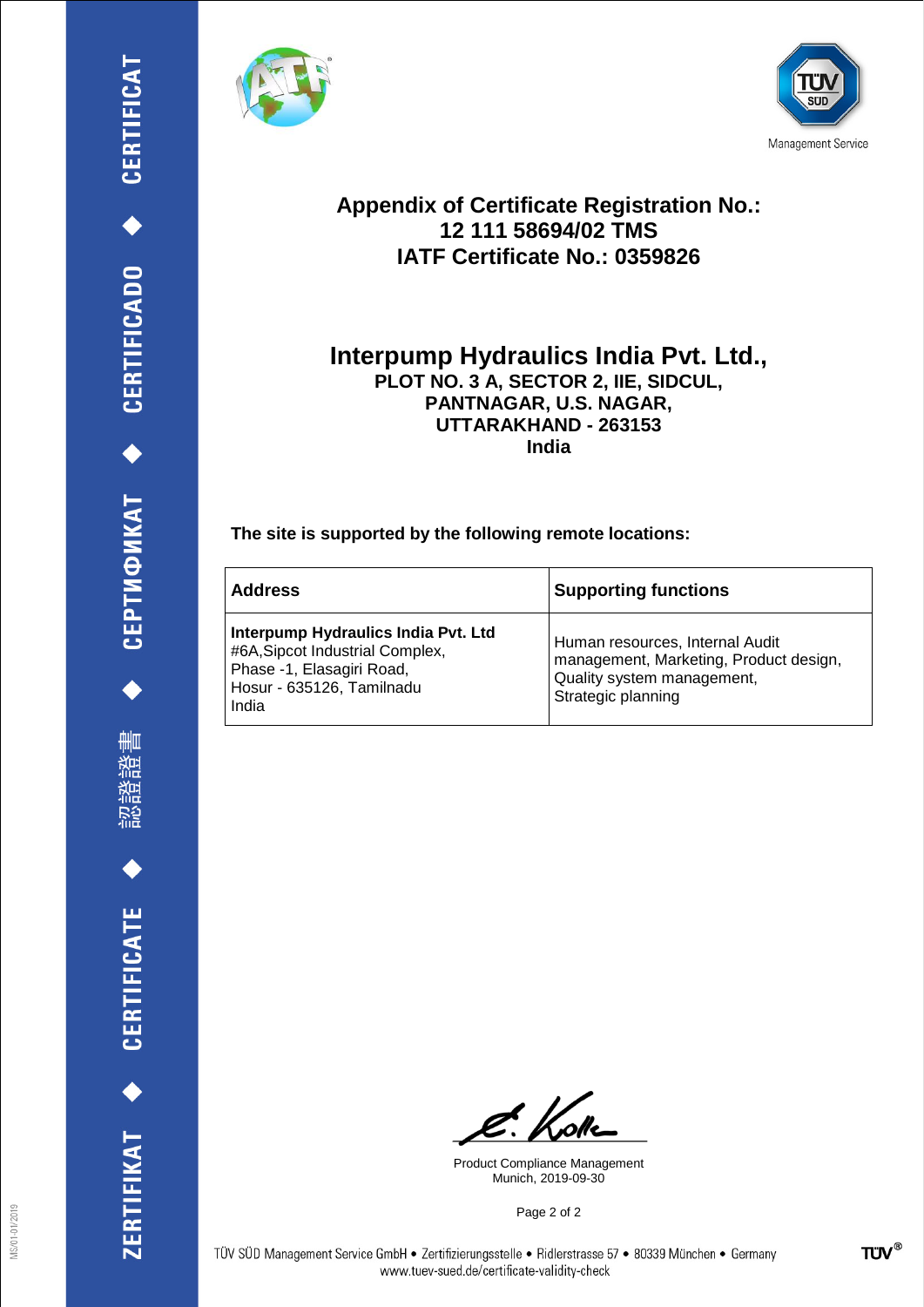## Appendix of Certificate Registration No.: 12 111 58694/02 TMS
## IATF Certificate No.: 0359826

# Interpump Hydraulics India Pvt. Ltd.,

**PLOT NO. 3 A, SECTOR 2, IIE, SIDCUL,**
**PANTNAGAR, U.S. NAGAR,**
**UTTARAKHAND - 263153**
**India**

**The site is supported by the following remote locations:**

| Address | Supporting functions |
|---|---|
| **Interpump Hydraulics India Pvt. Ltd** #6A,Sipcot Industrial Complex, Phase -1, Elasagiri Road, Hosur - 635126, Tamilnadu India | Human resources, Internal Audit management, Marketing, Product design, Quality system management, Strategic planning |

Product Compliance Management
Munich, 2019-09-30

TÜV SÜD Management Service GmbH • Zertifizierungsstelle • Ridlerstrasse 57 • 80339 München • Germany
www.tuev-sued.de/certificate-validity-check